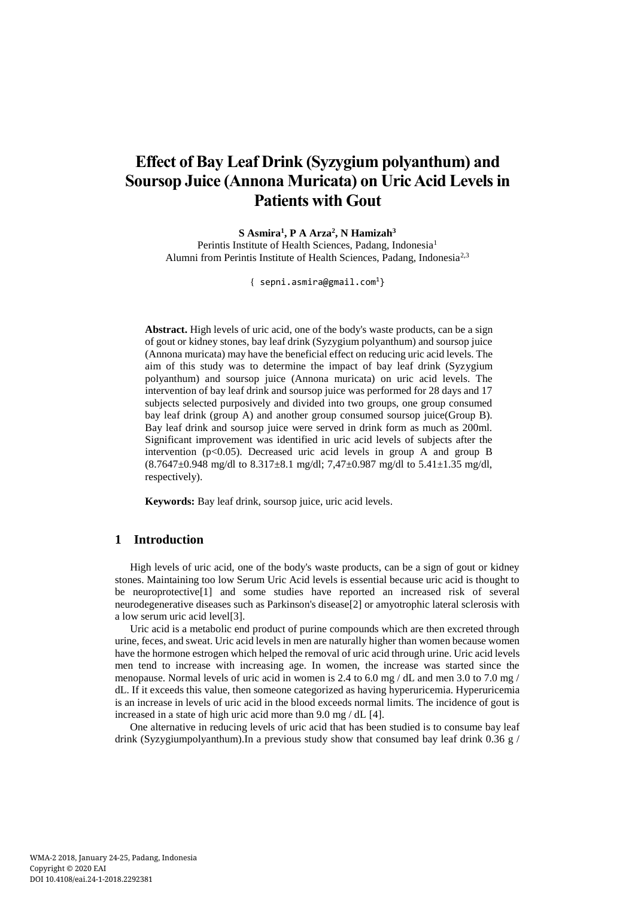# Effect of Bay Leaf Drink (Syzygium polyanthum) and Soursop Juice (Annona Muricata) on Uric Acid Levels in Patients with Gout

**S Asmira[1], P A Arza[2], N Hamizah[3]**

Perintis Institute of Health Sciences, Padang, Indonesia[1]
Alumni from Perintis Institute of Health Sciences, Padang, Indonesia[2,3]

{ sepni.asmira@gmail.com[1]}

**Abstract.** High levels of uric acid, one of the body's waste products, can be a sign of gout or kidney stones, bay leaf drink (Syzygium polyanthum) and soursop juice (Annona muricata) may have the beneficial effect on reducing uric acid levels. The aim of this study was to determine the impact of bay leaf drink (Syzygium polyanthum) and soursop juice (Annona muricata) on uric acid levels. The intervention of bay leaf drink and soursop juice was performed for 28 days and 17 subjects selected purposively and divided into two groups, one group consumed bay leaf drink (group A) and another group consumed soursop juice(Group B). Bay leaf drink and soursop juice were served in drink form as much as 200ml. Significant improvement was identified in uric acid levels of subjects after the intervention ($p<0.05$). Decreased uric acid levels in group A and group B (8.7647±0.948 mg/dl to 8.317±8.1 mg/dl; 7,47±0.987 mg/dl to 5.41±1.35 mg/dl, respectively).

**Keywords:** Bay leaf drink, soursop juice, uric acid levels.

## 1 Introduction

High levels of uric acid, one of the body's waste products, can be a sign of gout or kidney stones. Maintaining too low Serum Uric Acid levels is essential because uric acid is thought to be neuroprotective[1] and some studies have reported an increased risk of several neurodegenerative diseases such as Parkinson's disease[2] or amyotrophic lateral sclerosis with a low serum uric acid level[3].

Uric acid is a metabolic end product of purine compounds which are then excreted through urine, feces, and sweat. Uric acid levels in men are naturally higher than women because women have the hormone estrogen which helped the removal of uric acid through urine. Uric acid levels men tend to increase with increasing age. In women, the increase was started since the menopause. Normal levels of uric acid in women is 2.4 to 6.0 mg / dL and men 3.0 to 7.0 mg / dL. If it exceeds this value, then someone categorized as having hyperuricemia. Hyperuricemia is an increase in levels of uric acid in the blood exceeds normal limits. The incidence of gout is increased in a state of high uric acid more than 9.0 mg / dL [4].

One alternative in reducing levels of uric acid that has been studied is to consume bay leaf drink (Syzygiumpolyanthum).In a previous study show that consumed bay leaf drink 0.36 g /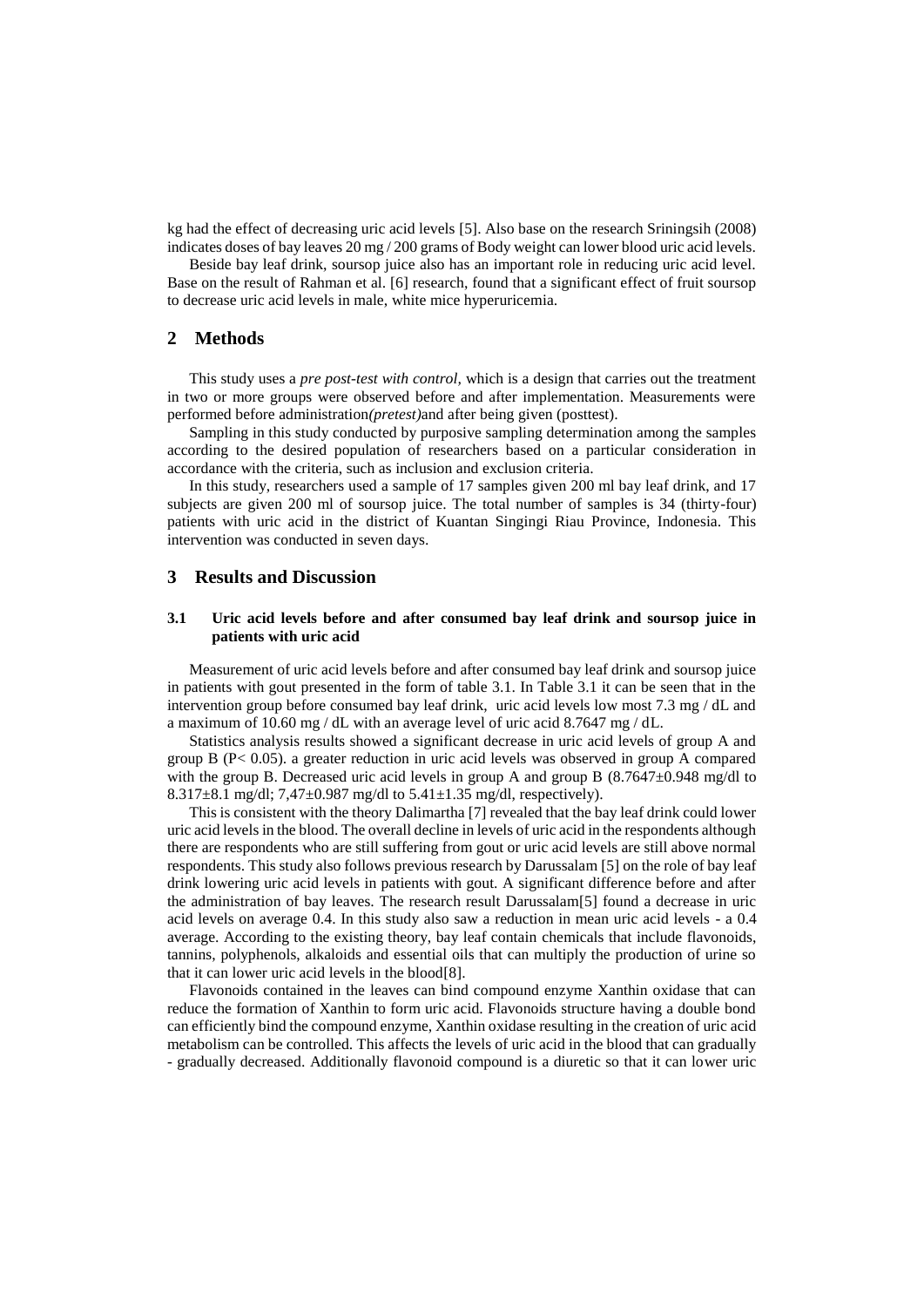kg had the effect of decreasing uric acid levels [5]. Also base on the research Sriningsih (2008) indicates doses of bay leaves 20 mg / 200 grams of Body weight can lower blood uric acid levels.

Beside bay leaf drink, soursop juice also has an important role in reducing uric acid level. Base on the result of Rahman et al. [6] research, found that a significant effect of fruit soursop to decrease uric acid levels in male, white mice hyperuricemia.

## 2 Methods

This study uses a *pre post-test with control,* which is a design that carries out the treatment in two or more groups were observed before and after implementation. Measurements were performed before administration*(pretest)*and after being given (posttest).

Sampling in this study conducted by purposive sampling determination among the samples according to the desired population of researchers based on a particular consideration in accordance with the criteria, such as inclusion and exclusion criteria.

In this study, researchers used a sample of 17 samples given 200 ml bay leaf drink, and 17 subjects are given 200 ml of soursop juice. The total number of samples is 34 (thirty-four) patients with uric acid in the district of Kuantan Singingi Riau Province, Indonesia. This intervention was conducted in seven days.

## 3 Results and Discussion

### 3.1 Uric acid levels before and after consumed bay leaf drink and soursop juice in patients with uric acid

Measurement of uric acid levels before and after consumed bay leaf drink and soursop juice in patients with gout presented in the form of table 3.1. In Table 3.1 it can be seen that in the intervention group before consumed bay leaf drink, uric acid levels low most 7.3 mg / dL and a maximum of 10.60 mg / dL with an average level of uric acid 8.7647 mg / dL.

Statistics analysis results showed a significant decrease in uric acid levels of group A and group B ($P < 0.05$). a greater reduction in uric acid levels was observed in group A compared with the group B. Decreased uric acid levels in group A and group B (8.7647±0.948 mg/dl to 8.317±8.1 mg/dl; 7,47±0.987 mg/dl to 5.41±1.35 mg/dl, respectively).

This is consistent with the theory Dalimartha [7] revealed that the bay leaf drink could lower uric acid levels in the blood. The overall decline in levels of uric acid in the respondents although there are respondents who are still suffering from gout or uric acid levels are still above normal respondents. This study also follows previous research by Darussalam [5] on the role of bay leaf drink lowering uric acid levels in patients with gout. A significant difference before and after the administration of bay leaves. The research result Darussalam[5] found a decrease in uric acid levels on average 0.4. In this study also saw a reduction in mean uric acid levels - a 0.4 average. According to the existing theory, bay leaf contain chemicals that include flavonoids, tannins, polyphenols, alkaloids and essential oils that can multiply the production of urine so that it can lower uric acid levels in the blood[8].

Flavonoids contained in the leaves can bind compound enzyme Xanthin oxidase that can reduce the formation of Xanthin to form uric acid. Flavonoids structure having a double bond can efficiently bind the compound enzyme, Xanthin oxidase resulting in the creation of uric acid metabolism can be controlled. This affects the levels of uric acid in the blood that can gradually - gradually decreased. Additionally flavonoid compound is a diuretic so that it can lower uric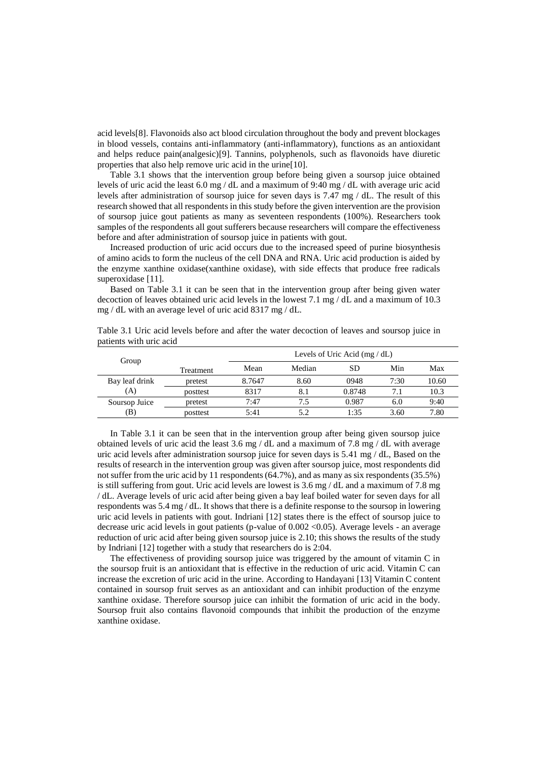acid levels[8]. Flavonoids also act blood circulation throughout the body and prevent blockages in blood vessels, contains anti-inflammatory (anti-inflammatory), functions as an antioxidant and helps reduce pain(analgesic)[9]. Tannins, polyphenols, such as flavonoids have diuretic properties that also help remove uric acid in the urine[10].

Table 3.1 shows that the intervention group before being given a soursop juice obtained levels of uric acid the least 6.0 mg / dL and a maximum of 9:40 mg / dL with average uric acid levels after administration of soursop juice for seven days is 7.47 mg / dL. The result of this research showed that all respondents in this study before the given intervention are the provision of soursop juice gout patients as many as seventeen respondents (100%). Researchers took samples of the respondents all gout sufferers because researchers will compare the effectiveness before and after administration of soursop juice in patients with gout.

Increased production of uric acid occurs due to the increased speed of purine biosynthesis of amino acids to form the nucleus of the cell DNA and RNA. Uric acid production is aided by the enzyme xanthine oxidase(xanthine oxidase), with side effects that produce free radicals superoxidase [11].

Based on Table 3.1 it can be seen that in the intervention group after being given water decoction of leaves obtained uric acid levels in the lowest 7.1 mg / dL and a maximum of 10.3 mg / dL with an average level of uric acid 8317 mg / dL.

Table 3.1 Uric acid levels before and after the water decoction of leaves and soursop juice in patients with uric acid

| Group | Treatment | Levels of Uric Acid (mg / dL) | | | | |
|---|---|---|---|---|---|---|
| | | Mean | Median | SD | Min | Max |
| Bay leaf drink (A) | pretest | 8.7647 | 8.60 | 0948 | 7:30 | 10.60 |
| | posttest | 8317 | 8.1 | 0.8748 | 7.1 | 10.3 |
| Soursop Juice (B) | pretest | 7:47 | 7.5 | 0.987 | 6.0 | 9:40 |
| | posttest | 5:41 | 5.2 | 1:35 | 3.60 | 7.80 |

In Table 3.1 it can be seen that in the intervention group after being given soursop juice obtained levels of uric acid the least 3.6 mg / dL and a maximum of 7.8 mg / dL with average uric acid levels after administration soursop juice for seven days is 5.41 mg / dL, Based on the results of research in the intervention group was given after soursop juice, most respondents did not suffer from the uric acid by 11 respondents (64.7%), and as many as six respondents (35.5%) is still suffering from gout. Uric acid levels are lowest is 3.6 mg / dL and a maximum of 7.8 mg / dL. Average levels of uric acid after being given a bay leaf boiled water for seven days for all respondents was 5.4 mg / dL. It shows that there is a definite response to the soursop in lowering uric acid levels in patients with gout. Indriani [12] states there is the effect of soursop juice to decrease uric acid levels in gout patients (p-value of $0.002 < 0.05$). Average levels - an average reduction of uric acid after being given soursop juice is 2.10; this shows the results of the study by Indriani [12] together with a study that researchers do is 2:04.

The effectiveness of providing soursop juice was triggered by the amount of vitamin C in the soursop fruit is an antioxidant that is effective in the reduction of uric acid. Vitamin C can increase the excretion of uric acid in the urine. According to Handayani [13] Vitamin C content contained in soursop fruit serves as an antioxidant and can inhibit production of the enzyme xanthine oxidase. Therefore soursop juice can inhibit the formation of uric acid in the body. Soursop fruit also contains flavonoid compounds that inhibit the production of the enzyme xanthine oxidase.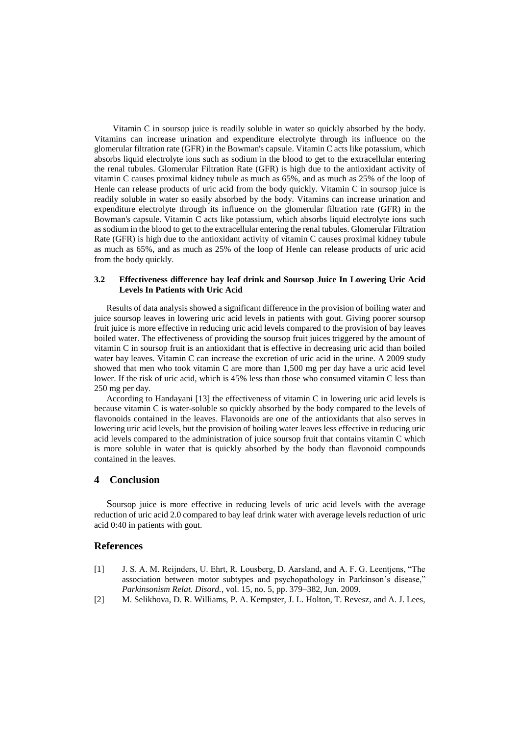Vitamin C in soursop juice is readily soluble in water so quickly absorbed by the body. Vitamins can increase urination and expenditure electrolyte through its influence on the glomerular filtration rate (GFR) in the Bowman's capsule. Vitamin C acts like potassium, which absorbs liquid electrolyte ions such as sodium in the blood to get to the extracellular entering the renal tubules. Glomerular Filtration Rate (GFR) is high due to the antioxidant activity of vitamin C causes proximal kidney tubule as much as 65%, and as much as 25% of the loop of Henle can release products of uric acid from the body quickly. Vitamin C in soursop juice is readily soluble in water so easily absorbed by the body. Vitamins can increase urination and expenditure electrolyte through its influence on the glomerular filtration rate (GFR) in the Bowman's capsule. Vitamin C acts like potassium, which absorbs liquid electrolyte ions such as sodium in the blood to get to the extracellular entering the renal tubules. Glomerular Filtration Rate (GFR) is high due to the antioxidant activity of vitamin C causes proximal kidney tubule as much as 65%, and as much as 25% of the loop of Henle can release products of uric acid from the body quickly.

### 3.2 Effectiveness difference bay leaf drink and Soursop Juice In Lowering Uric Acid Levels In Patients with Uric Acid

Results of data analysis showed a significant difference in the provision of boiling water and juice soursop leaves in lowering uric acid levels in patients with gout. Giving poorer soursop fruit juice is more effective in reducing uric acid levels compared to the provision of bay leaves boiled water. The effectiveness of providing the soursop fruit juices triggered by the amount of vitamin C in soursop fruit is an antioxidant that is effective in decreasing uric acid than boiled water bay leaves. Vitamin C can increase the excretion of uric acid in the urine. A 2009 study showed that men who took vitamin C are more than 1,500 mg per day have a uric acid level lower. If the risk of uric acid, which is 45% less than those who consumed vitamin C less than 250 mg per day.

According to Handayani [13] the effectiveness of vitamin C in lowering uric acid levels is because vitamin C is water-soluble so quickly absorbed by the body compared to the levels of flavonoids contained in the leaves. Flavonoids are one of the antioxidants that also serves in lowering uric acid levels, but the provision of boiling water leaves less effective in reducing uric acid levels compared to the administration of juice soursop fruit that contains vitamin C which is more soluble in water that is quickly absorbed by the body than flavonoid compounds contained in the leaves.

## 4 Conclusion

Soursop juice is more effective in reducing levels of uric acid levels with the average reduction of uric acid 2.0 compared to bay leaf drink water with average levels reduction of uric acid 0:40 in patients with gout.

## References

[1] J. S. A. M. Reijnders, U. Ehrt, R. Lousberg, D. Aarsland, and A. F. G. Leentjens, "The association between motor subtypes and psychopathology in Parkinson's disease," *Parkinsonism Relat. Disord.*, vol. 15, no. 5, pp. 379–382, Jun. 2009.

[2] M. Selikhova, D. R. Williams, P. A. Kempster, J. L. Holton, T. Revesz, and A. J. Lees,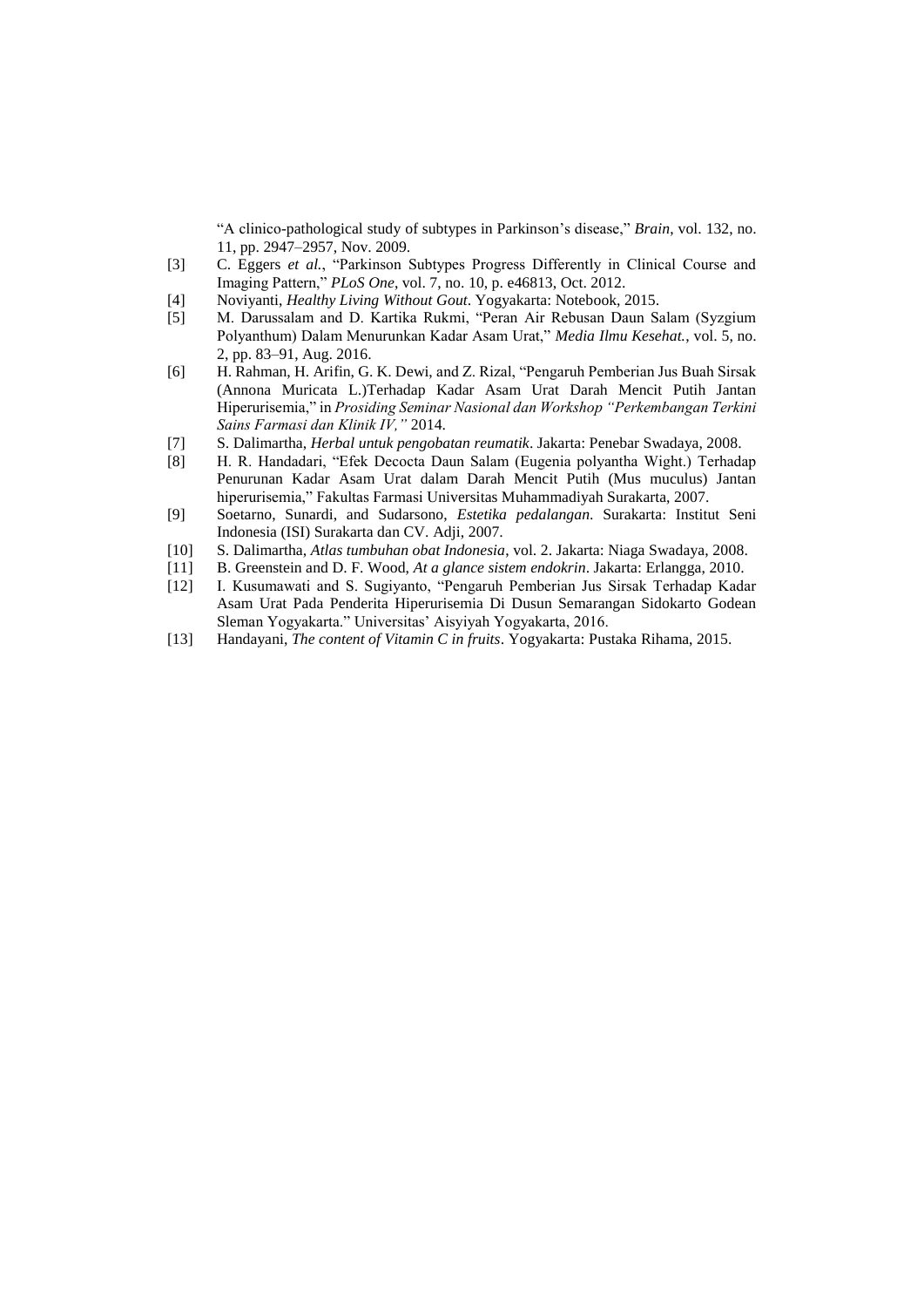"A clinico-pathological study of subtypes in Parkinson's disease," *Brain*, vol. 132, no. 11, pp. 2947–2957, Nov. 2009.

[3] C. Eggers *et al.*, "Parkinson Subtypes Progress Differently in Clinical Course and Imaging Pattern," *PLoS One*, vol. 7, no. 10, p. e46813, Oct. 2012.

[4] Noviyanti, *Healthy Living Without Gout*. Yogyakarta: Notebook, 2015.

[5] M. Darussalam and D. Kartika Rukmi, "Peran Air Rebusan Daun Salam (Syzgium Polyanthum) Dalam Menurunkan Kadar Asam Urat," *Media Ilmu Kesehat.*, vol. 5, no. 2, pp. 83–91, Aug. 2016.

[6] H. Rahman, H. Arifin, G. K. Dewi, and Z. Rizal, "Pengaruh Pemberian Jus Buah Sirsak (Annona Muricata L.)Terhadap Kadar Asam Urat Darah Mencit Putih Jantan Hiperurisemia," in *Prosiding Seminar Nasional dan Workshop "Perkembangan Terkini Sains Farmasi dan Klinik IV,"* 2014.

[7] S. Dalimartha, *Herbal untuk pengobatan reumatik*. Jakarta: Penebar Swadaya, 2008.

[8] H. R. Handadari, "Efek Decocta Daun Salam (Eugenia polyantha Wight.) Terhadap Penurunan Kadar Asam Urat dalam Darah Mencit Putih (Mus muculus) Jantan hiperurisemia," Fakultas Farmasi Universitas Muhammadiyah Surakarta, 2007.

[9] Soetarno, Sunardi, and Sudarsono, *Estetika pedalangan*. Surakarta: Institut Seni Indonesia (ISI) Surakarta dan CV. Adji, 2007.

[10] S. Dalimartha, *Atlas tumbuhan obat Indonesia*, vol. 2. Jakarta: Niaga Swadaya, 2008.

[11] B. Greenstein and D. F. Wood, *At a glance sistem endokrin*. Jakarta: Erlangga, 2010.

[12] I. Kusumawati and S. Sugiyanto, "Pengaruh Pemberian Jus Sirsak Terhadap Kadar Asam Urat Pada Penderita Hiperurisemia Di Dusun Semarangan Sidokarto Godean Sleman Yogyakarta." Universitas' Aisyiyah Yogyakarta, 2016.

[13] Handayani, *The content of Vitamin C in fruits*. Yogyakarta: Pustaka Rihama, 2015.